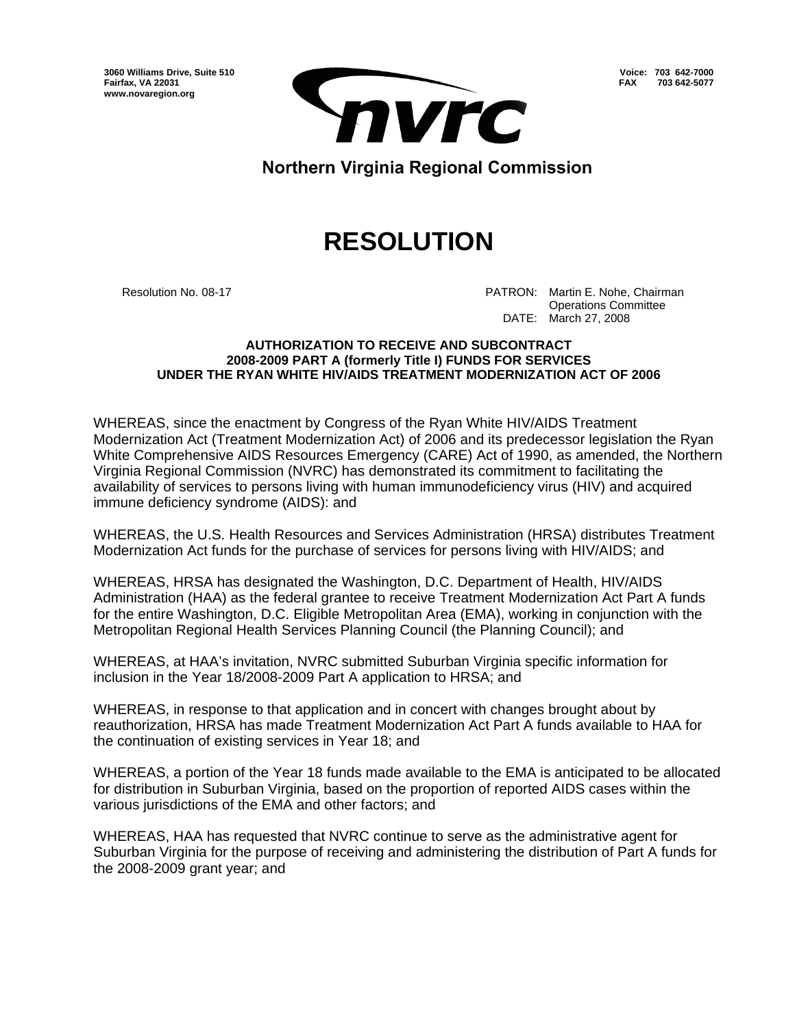3060 Williams Drive, Suite 510
Fairfax, VA 22031
www.novaregion.org

Voice: 703 642-7000
FAX 703 642-5077

**Northern Virginia Regional Commission**

# RESOLUTION

Resolution No. 08-17

PATRON: Martin E. Nohe, Chairman
Operations Committee
DATE: March 27, 2008

**AUTHORIZATION TO RECEIVE AND SUBCONTRACT 2008-2009 PART A (formerly Title I) FUNDS FOR SERVICES UNDER THE RYAN WHITE HIV/AIDS TREATMENT MODERNIZATION ACT OF 2006**

WHEREAS, since the enactment by Congress of the Ryan White HIV/AIDS Treatment Modernization Act (Treatment Modernization Act) of 2006 and its predecessor legislation the Ryan White Comprehensive AIDS Resources Emergency (CARE) Act of 1990, as amended, the Northern Virginia Regional Commission (NVRC) has demonstrated its commitment to facilitating the availability of services to persons living with human immunodeficiency virus (HIV) and acquired immune deficiency syndrome (AIDS): and

WHEREAS, the U.S. Health Resources and Services Administration (HRSA) distributes Treatment Modernization Act funds for the purchase of services for persons living with HIV/AIDS; and

WHEREAS, HRSA has designated the Washington, D.C. Department of Health, HIV/AIDS Administration (HAA) as the federal grantee to receive Treatment Modernization Act Part A funds for the entire Washington, D.C. Eligible Metropolitan Area (EMA), working in conjunction with the Metropolitan Regional Health Services Planning Council (the Planning Council); and

WHEREAS, at HAA's invitation, NVRC submitted Suburban Virginia specific information for inclusion in the Year 18/2008-2009 Part A application to HRSA; and

WHEREAS, in response to that application and in concert with changes brought about by reauthorization, HRSA has made Treatment Modernization Act Part A funds available to HAA for the continuation of existing services in Year 18; and

WHEREAS, a portion of the Year 18 funds made available to the EMA is anticipated to be allocated for distribution in Suburban Virginia, based on the proportion of reported AIDS cases within the various jurisdictions of the EMA and other factors; and

WHEREAS, HAA has requested that NVRC continue to serve as the administrative agent for Suburban Virginia for the purpose of receiving and administering the distribution of Part A funds for the 2008-2009 grant year; and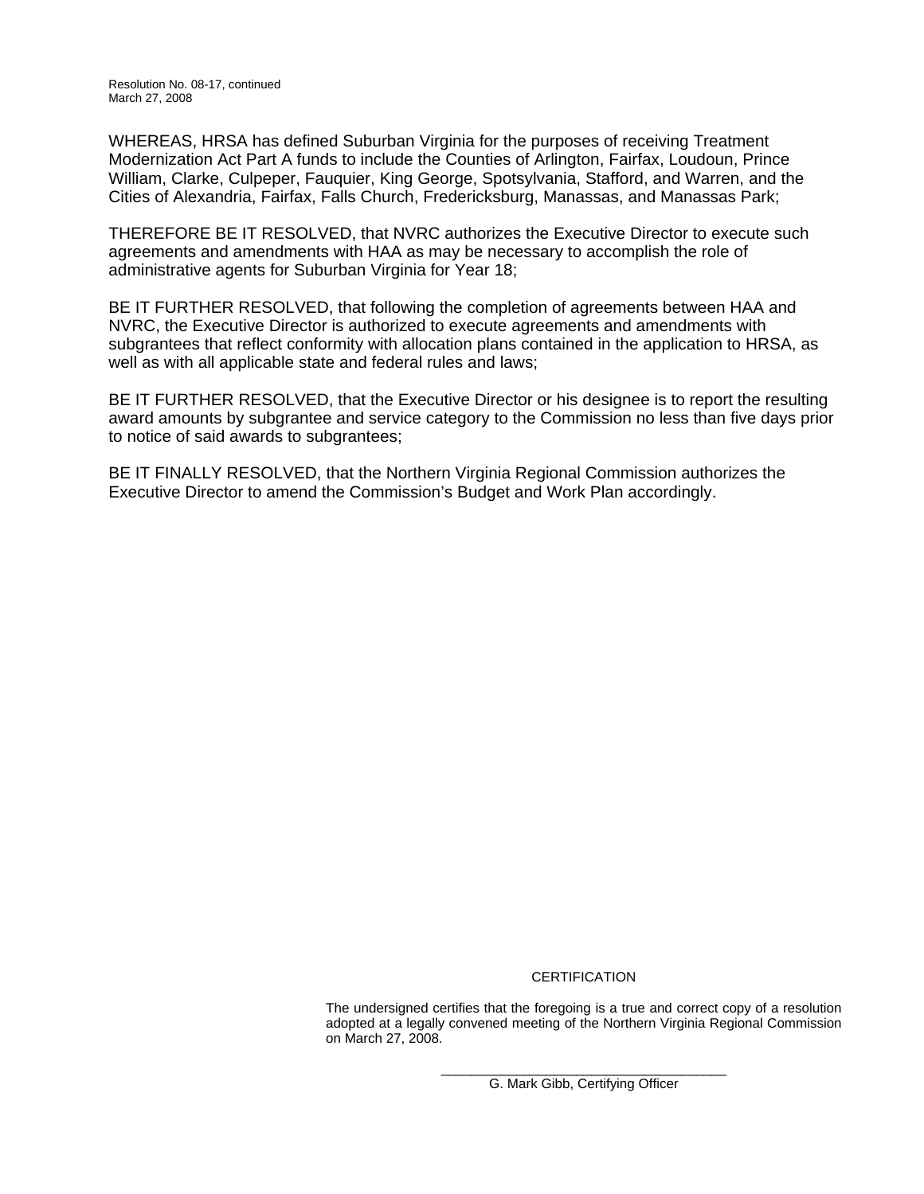Resolution No. 08-17, continued
March 27, 2008

WHEREAS, HRSA has defined Suburban Virginia for the purposes of receiving Treatment Modernization Act Part A funds to include the Counties of Arlington, Fairfax, Loudoun, Prince William, Clarke, Culpeper, Fauquier, King George, Spotsylvania, Stafford, and Warren, and the Cities of Alexandria, Fairfax, Falls Church, Fredericksburg, Manassas, and Manassas Park;

THEREFORE BE IT RESOLVED, that NVRC authorizes the Executive Director to execute such agreements and amendments with HAA as may be necessary to accomplish the role of administrative agents for Suburban Virginia for Year 18;

BE IT FURTHER RESOLVED, that following the completion of agreements between HAA and NVRC, the Executive Director is authorized to execute agreements and amendments with subgrantees that reflect conformity with allocation plans contained in the application to HRSA, as well as with all applicable state and federal rules and laws;

BE IT FURTHER RESOLVED, that the Executive Director or his designee is to report the resulting award amounts by subgrantee and service category to the Commission no less than five days prior to notice of said awards to subgrantees;

BE IT FINALLY RESOLVED, that the Northern Virginia Regional Commission authorizes the Executive Director to amend the Commission's Budget and Work Plan accordingly.

CERTIFICATION

The undersigned certifies that the foregoing is a true and correct copy of a resolution adopted at a legally convened meeting of the Northern Virginia Regional Commission on March 27, 2008.

\_\_\_\_\_\_\_\_\_\_\_\_\_\_\_\_\_\_\_\_\_\_\_\_\_\_\_\_\_\_\_\_\_\_\_\_\_\_
G. Mark Gibb, Certifying Officer